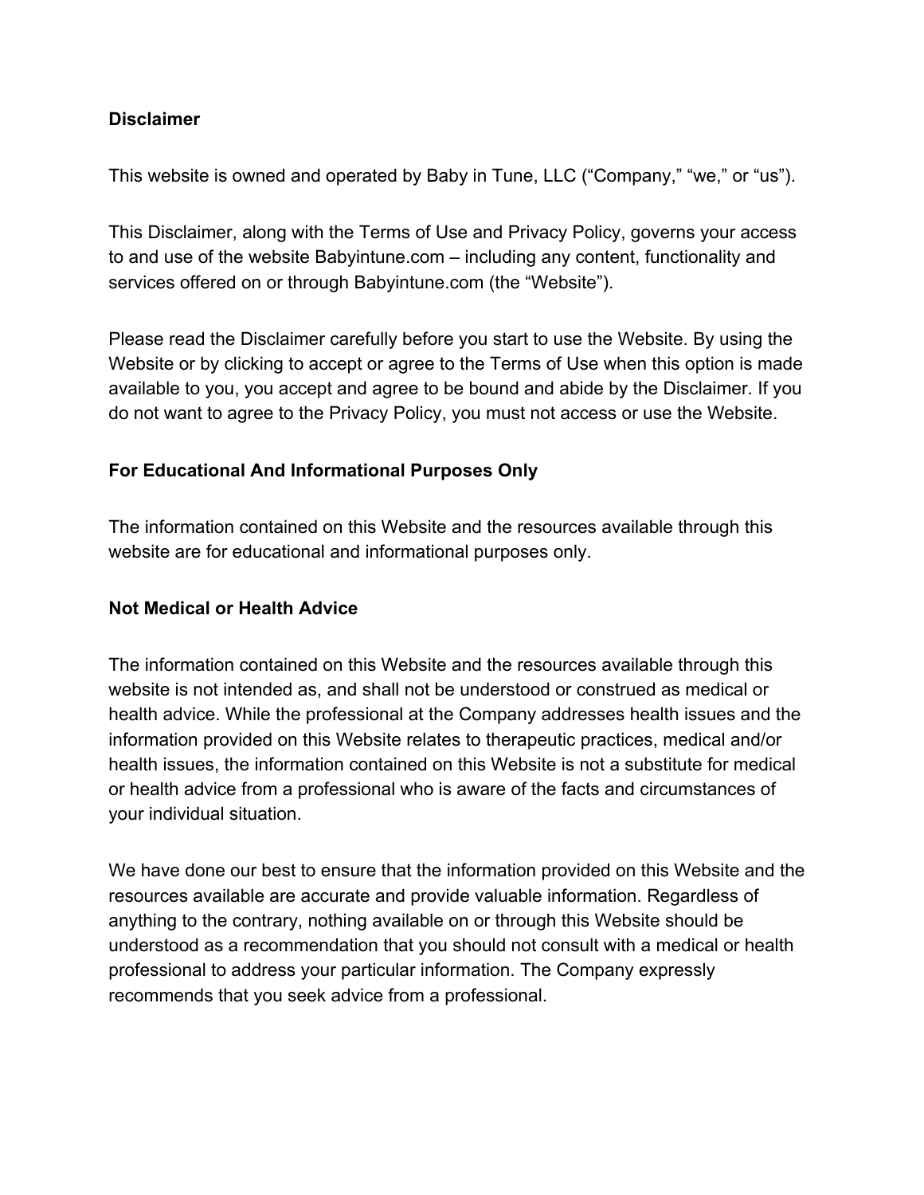**Disclaimer**

This website is owned and operated by Baby in Tune, LLC ("Company," "we," or "us").

This Disclaimer, along with the Terms of Use and Privacy Policy, governs your access to and use of the website Babyintune.com – including any content, functionality and services offered on or through Babyintune.com (the "Website").

Please read the Disclaimer carefully before you start to use the Website. By using the Website or by clicking to accept or agree to the Terms of Use when this option is made available to you, you accept and agree to be bound and abide by the Disclaimer. If you do not want to agree to the Privacy Policy, you must not access or use the Website.

**For Educational And Informational Purposes Only**

The information contained on this Website and the resources available through this website are for educational and informational purposes only.

**Not Medical or Health Advice**

The information contained on this Website and the resources available through this website is not intended as, and shall not be understood or construed as medical or health advice. While the professional at the Company addresses health issues and the information provided on this Website relates to therapeutic practices, medical and/or health issues, the information contained on this Website is not a substitute for medical or health advice from a professional who is aware of the facts and circumstances of your individual situation.

We have done our best to ensure that the information provided on this Website and the resources available are accurate and provide valuable information. Regardless of anything to the contrary, nothing available on or through this Website should be understood as a recommendation that you should not consult with a medical or health professional to address your particular information. The Company expressly recommends that you seek advice from a professional.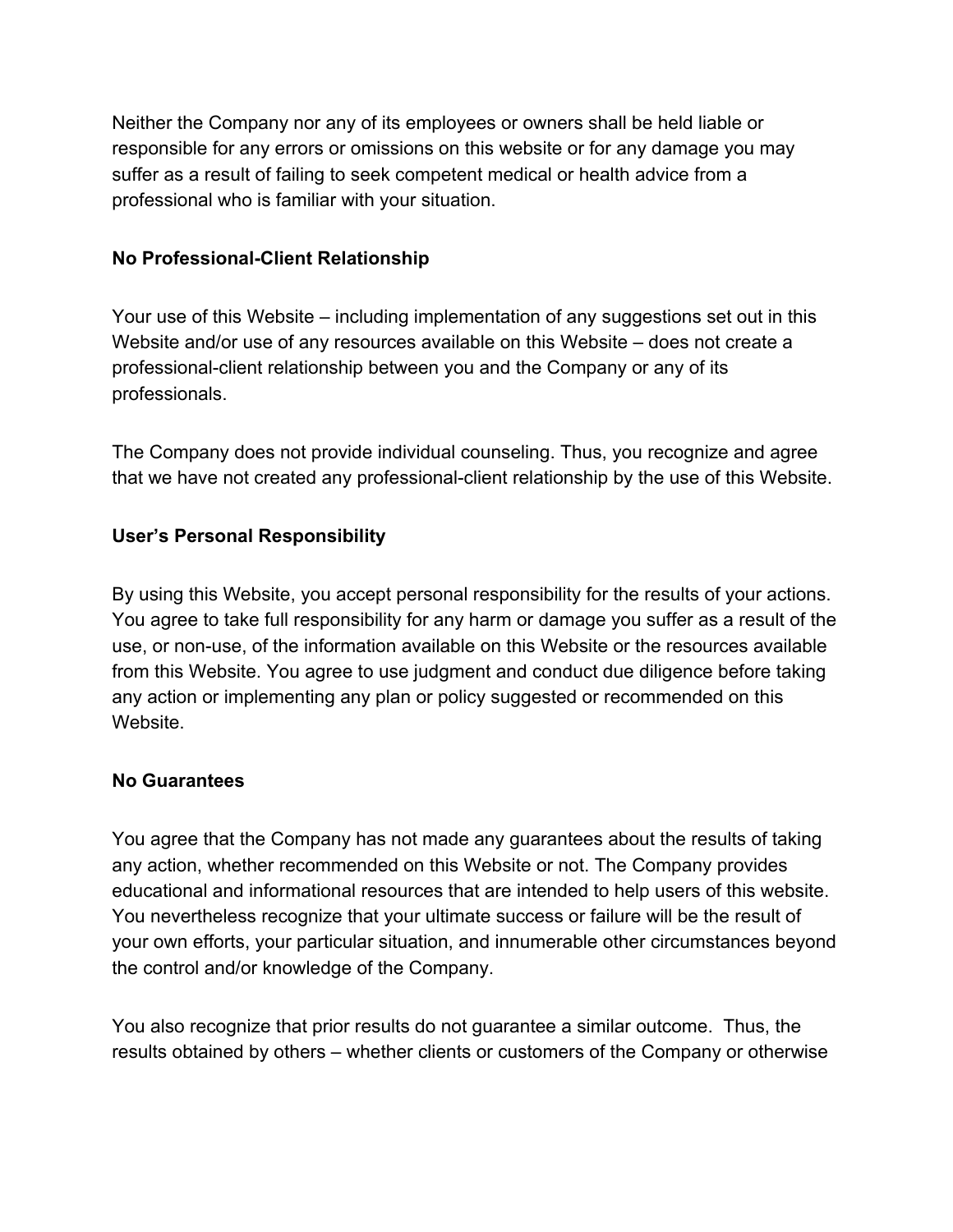Neither the Company nor any of its employees or owners shall be held liable or responsible for any errors or omissions on this website or for any damage you may suffer as a result of failing to seek competent medical or health advice from a professional who is familiar with your situation.

**No Professional-Client Relationship**

Your use of this Website – including implementation of any suggestions set out in this Website and/or use of any resources available on this Website – does not create a professional-client relationship between you and the Company or any of its professionals.

The Company does not provide individual counseling. Thus, you recognize and agree that we have not created any professional-client relationship by the use of this Website.

**User's Personal Responsibility**

By using this Website, you accept personal responsibility for the results of your actions. You agree to take full responsibility for any harm or damage you suffer as a result of the use, or non-use, of the information available on this Website or the resources available from this Website. You agree to use judgment and conduct due diligence before taking any action or implementing any plan or policy suggested or recommended on this Website.

**No Guarantees**

You agree that the Company has not made any guarantees about the results of taking any action, whether recommended on this Website or not. The Company provides educational and informational resources that are intended to help users of this website. You nevertheless recognize that your ultimate success or failure will be the result of your own efforts, your particular situation, and innumerable other circumstances beyond the control and/or knowledge of the Company.

You also recognize that prior results do not guarantee a similar outcome. Thus, the results obtained by others – whether clients or customers of the Company or otherwise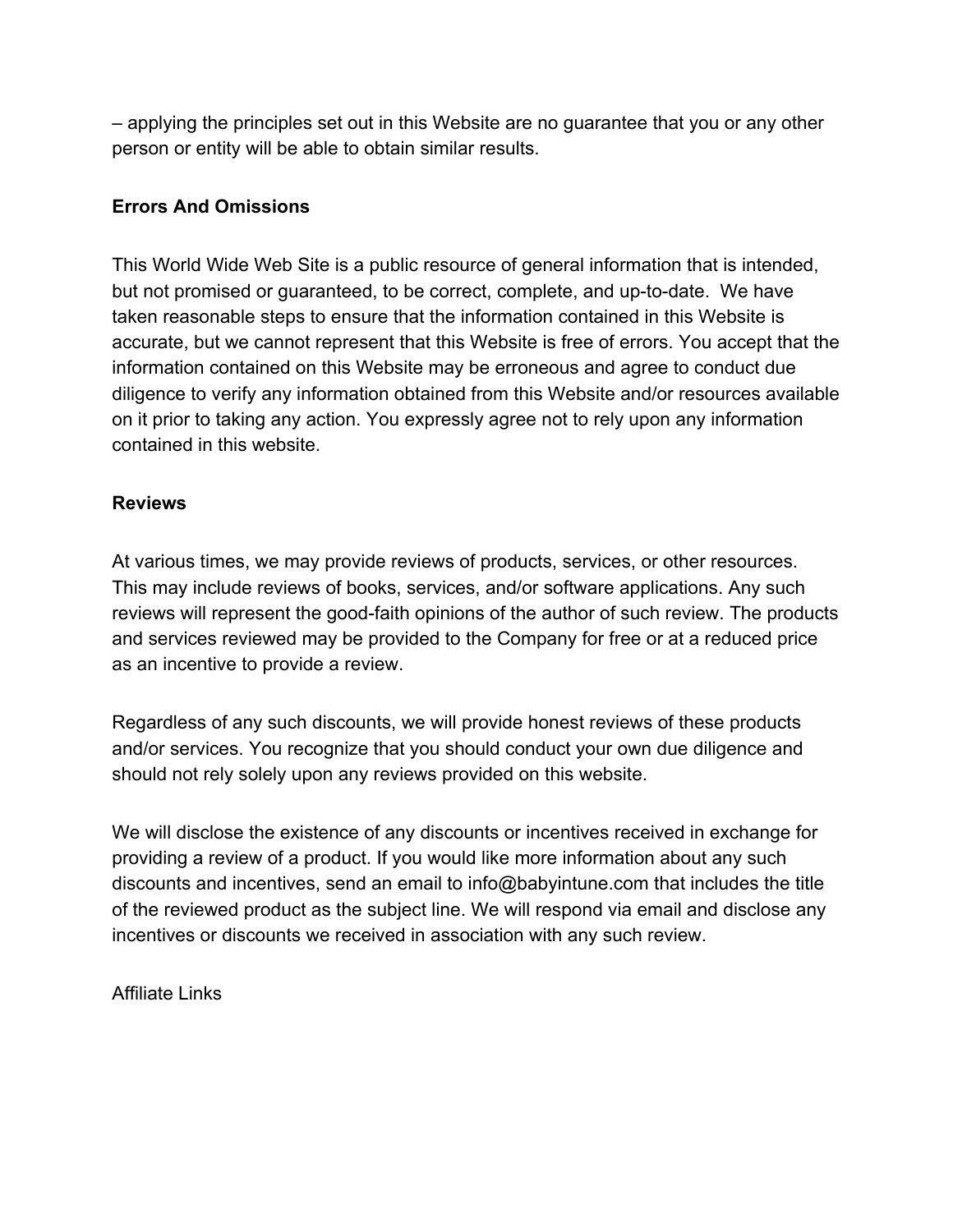– applying the principles set out in this Website are no guarantee that you or any other person or entity will be able to obtain similar results.

**Errors And Omissions**

This World Wide Web Site is a public resource of general information that is intended, but not promised or guaranteed, to be correct, complete, and up-to-date. We have taken reasonable steps to ensure that the information contained in this Website is accurate, but we cannot represent that this Website is free of errors. You accept that the information contained on this Website may be erroneous and agree to conduct due diligence to verify any information obtained from this Website and/or resources available on it prior to taking any action. You expressly agree not to rely upon any information contained in this website.

**Reviews**

At various times, we may provide reviews of products, services, or other resources. This may include reviews of books, services, and/or software applications. Any such reviews will represent the good-faith opinions of the author of such review. The products and services reviewed may be provided to the Company for free or at a reduced price as an incentive to provide a review.

Regardless of any such discounts, we will provide honest reviews of these products and/or services. You recognize that you should conduct your own due diligence and should not rely solely upon any reviews provided on this website.

We will disclose the existence of any discounts or incentives received in exchange for providing a review of a product. If you would like more information about any such discounts and incentives, send an email to info@babyintune.com that includes the title of the reviewed product as the subject line. We will respond via email and disclose any incentives or discounts we received in association with any such review.

Affiliate Links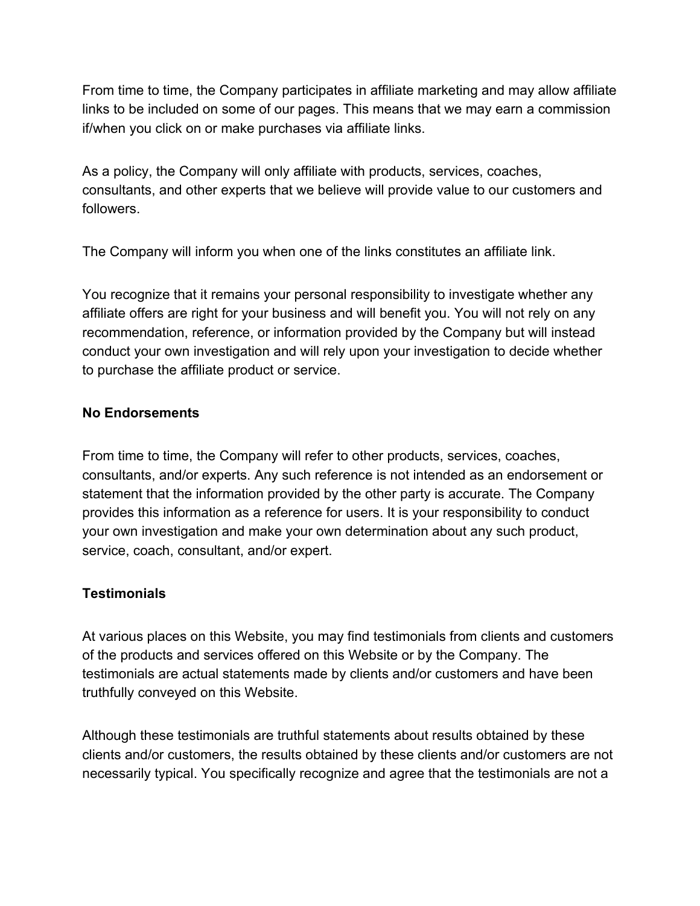From time to time, the Company participates in affiliate marketing and may allow affiliate links to be included on some of our pages. This means that we may earn a commission if/when you click on or make purchases via affiliate links.

As a policy, the Company will only affiliate with products, services, coaches, consultants, and other experts that we believe will provide value to our customers and followers.

The Company will inform you when one of the links constitutes an affiliate link.

You recognize that it remains your personal responsibility to investigate whether any affiliate offers are right for your business and will benefit you. You will not rely on any recommendation, reference, or information provided by the Company but will instead conduct your own investigation and will rely upon your investigation to decide whether to purchase the affiliate product or service.

**No Endorsements**

From time to time, the Company will refer to other products, services, coaches, consultants, and/or experts. Any such reference is not intended as an endorsement or statement that the information provided by the other party is accurate. The Company provides this information as a reference for users. It is your responsibility to conduct your own investigation and make your own determination about any such product, service, coach, consultant, and/or expert.

**Testimonials**

At various places on this Website, you may find testimonials from clients and customers of the products and services offered on this Website or by the Company. The testimonials are actual statements made by clients and/or customers and have been truthfully conveyed on this Website.

Although these testimonials are truthful statements about results obtained by these clients and/or customers, the results obtained by these clients and/or customers are not necessarily typical. You specifically recognize and agree that the testimonials are not a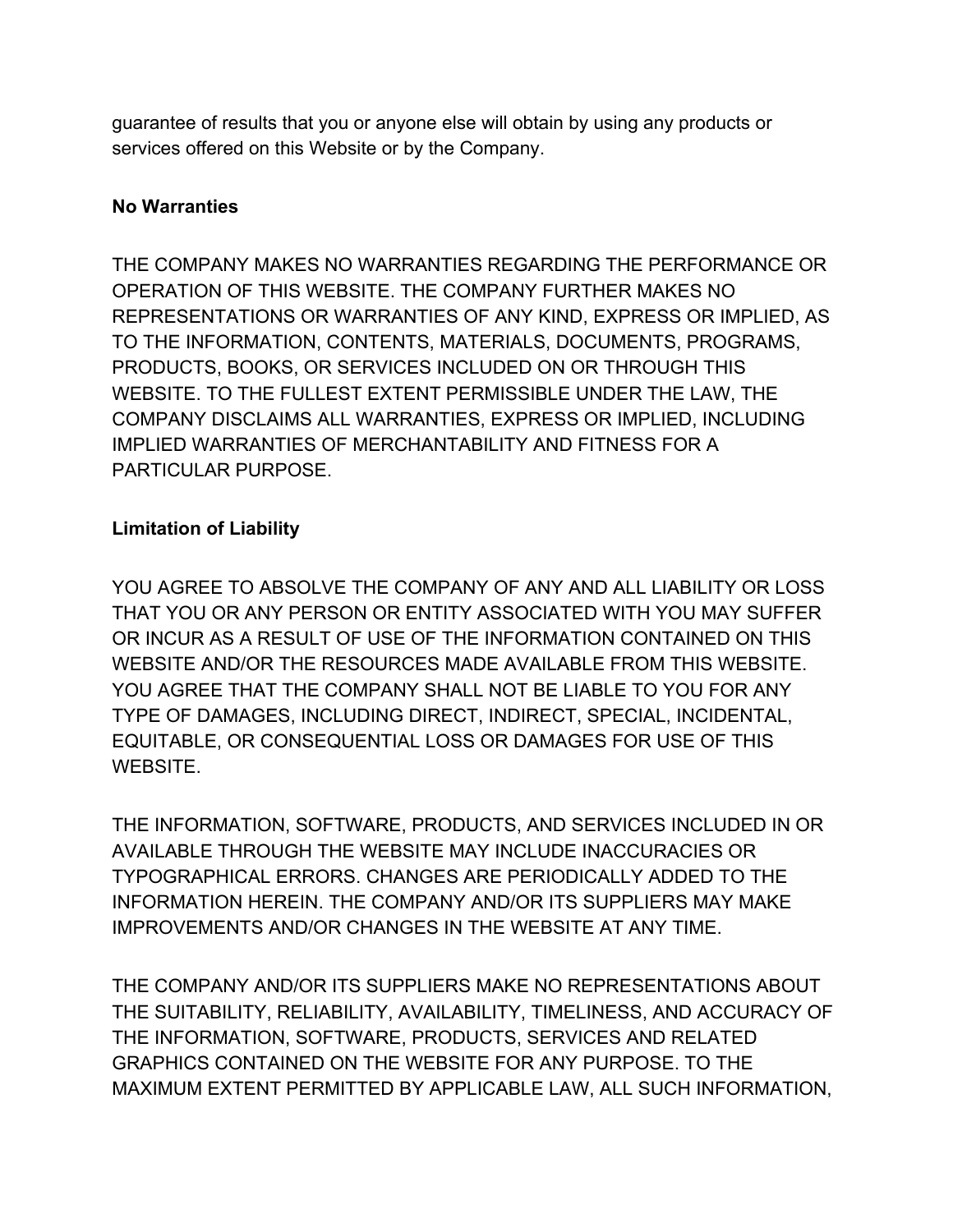guarantee of results that you or anyone else will obtain by using any products or services offered on this Website or by the Company.

**No Warranties**

THE COMPANY MAKES NO WARRANTIES REGARDING THE PERFORMANCE OR OPERATION OF THIS WEBSITE. THE COMPANY FURTHER MAKES NO REPRESENTATIONS OR WARRANTIES OF ANY KIND, EXPRESS OR IMPLIED, AS TO THE INFORMATION, CONTENTS, MATERIALS, DOCUMENTS, PROGRAMS, PRODUCTS, BOOKS, OR SERVICES INCLUDED ON OR THROUGH THIS WEBSITE. TO THE FULLEST EXTENT PERMISSIBLE UNDER THE LAW, THE COMPANY DISCLAIMS ALL WARRANTIES, EXPRESS OR IMPLIED, INCLUDING IMPLIED WARRANTIES OF MERCHANTABILITY AND FITNESS FOR A PARTICULAR PURPOSE.

**Limitation of Liability**

YOU AGREE TO ABSOLVE THE COMPANY OF ANY AND ALL LIABILITY OR LOSS THAT YOU OR ANY PERSON OR ENTITY ASSOCIATED WITH YOU MAY SUFFER OR INCUR AS A RESULT OF USE OF THE INFORMATION CONTAINED ON THIS WEBSITE AND/OR THE RESOURCES MADE AVAILABLE FROM THIS WEBSITE. YOU AGREE THAT THE COMPANY SHALL NOT BE LIABLE TO YOU FOR ANY TYPE OF DAMAGES, INCLUDING DIRECT, INDIRECT, SPECIAL, INCIDENTAL, EQUITABLE, OR CONSEQUENTIAL LOSS OR DAMAGES FOR USE OF THIS WEBSITE.

THE INFORMATION, SOFTWARE, PRODUCTS, AND SERVICES INCLUDED IN OR AVAILABLE THROUGH THE WEBSITE MAY INCLUDE INACCURACIES OR TYPOGRAPHICAL ERRORS. CHANGES ARE PERIODICALLY ADDED TO THE INFORMATION HEREIN. THE COMPANY AND/OR ITS SUPPLIERS MAY MAKE IMPROVEMENTS AND/OR CHANGES IN THE WEBSITE AT ANY TIME.

THE COMPANY AND/OR ITS SUPPLIERS MAKE NO REPRESENTATIONS ABOUT THE SUITABILITY, RELIABILITY, AVAILABILITY, TIMELINESS, AND ACCURACY OF THE INFORMATION, SOFTWARE, PRODUCTS, SERVICES AND RELATED GRAPHICS CONTAINED ON THE WEBSITE FOR ANY PURPOSE. TO THE MAXIMUM EXTENT PERMITTED BY APPLICABLE LAW, ALL SUCH INFORMATION,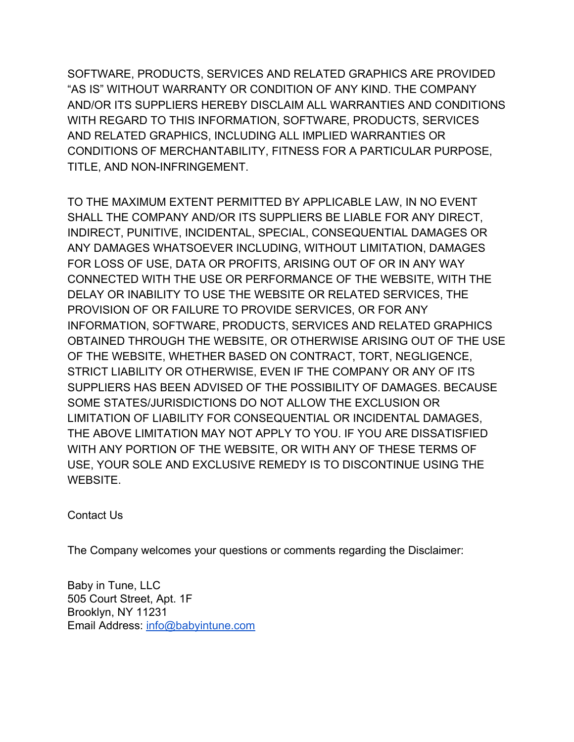SOFTWARE, PRODUCTS, SERVICES AND RELATED GRAPHICS ARE PROVIDED "AS IS" WITHOUT WARRANTY OR CONDITION OF ANY KIND. THE COMPANY AND/OR ITS SUPPLIERS HEREBY DISCLAIM ALL WARRANTIES AND CONDITIONS WITH REGARD TO THIS INFORMATION, SOFTWARE, PRODUCTS, SERVICES AND RELATED GRAPHICS, INCLUDING ALL IMPLIED WARRANTIES OR CONDITIONS OF MERCHANTABILITY, FITNESS FOR A PARTICULAR PURPOSE, TITLE, AND NON-INFRINGEMENT.

TO THE MAXIMUM EXTENT PERMITTED BY APPLICABLE LAW, IN NO EVENT SHALL THE COMPANY AND/OR ITS SUPPLIERS BE LIABLE FOR ANY DIRECT, INDIRECT, PUNITIVE, INCIDENTAL, SPECIAL, CONSEQUENTIAL DAMAGES OR ANY DAMAGES WHATSOEVER INCLUDING, WITHOUT LIMITATION, DAMAGES FOR LOSS OF USE, DATA OR PROFITS, ARISING OUT OF OR IN ANY WAY CONNECTED WITH THE USE OR PERFORMANCE OF THE WEBSITE, WITH THE DELAY OR INABILITY TO USE THE WEBSITE OR RELATED SERVICES, THE PROVISION OF OR FAILURE TO PROVIDE SERVICES, OR FOR ANY INFORMATION, SOFTWARE, PRODUCTS, SERVICES AND RELATED GRAPHICS OBTAINED THROUGH THE WEBSITE, OR OTHERWISE ARISING OUT OF THE USE OF THE WEBSITE, WHETHER BASED ON CONTRACT, TORT, NEGLIGENCE, STRICT LIABILITY OR OTHERWISE, EVEN IF THE COMPANY OR ANY OF ITS SUPPLIERS HAS BEEN ADVISED OF THE POSSIBILITY OF DAMAGES. BECAUSE SOME STATES/JURISDICTIONS DO NOT ALLOW THE EXCLUSION OR LIMITATION OF LIABILITY FOR CONSEQUENTIAL OR INCIDENTAL DAMAGES, THE ABOVE LIMITATION MAY NOT APPLY TO YOU. IF YOU ARE DISSATISFIED WITH ANY PORTION OF THE WEBSITE, OR WITH ANY OF THESE TERMS OF USE, YOUR SOLE AND EXCLUSIVE REMEDY IS TO DISCONTINUE USING THE WEBSITE.

Contact Us

The Company welcomes your questions or comments regarding the Disclaimer:

Baby in Tune, LLC
505 Court Street, Apt. 1F
Brooklyn, NY 11231
Email Address: [info@babyintune.com](mailto:info@babyintune.com)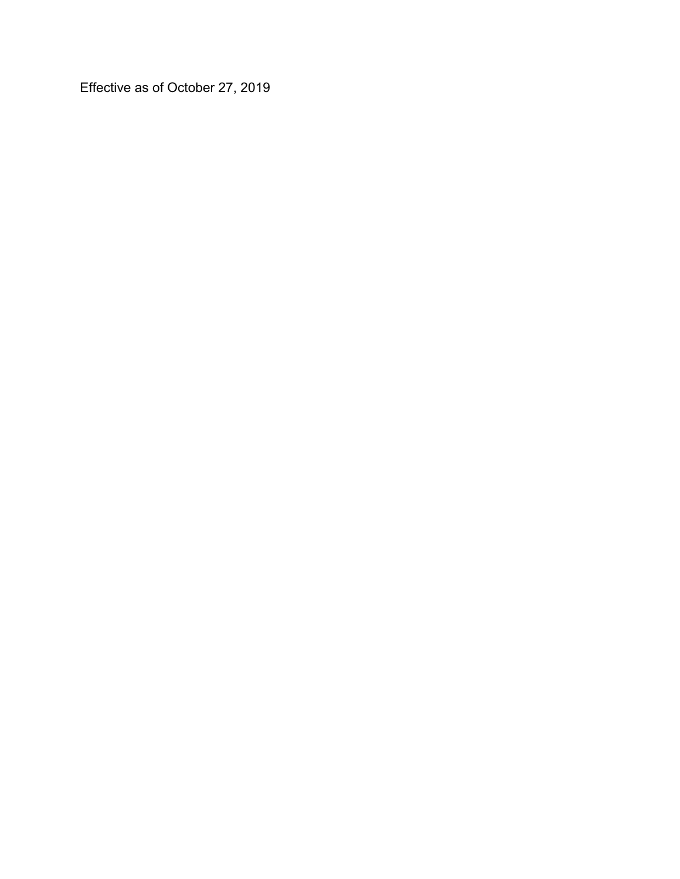Effective as of October 27, 2019